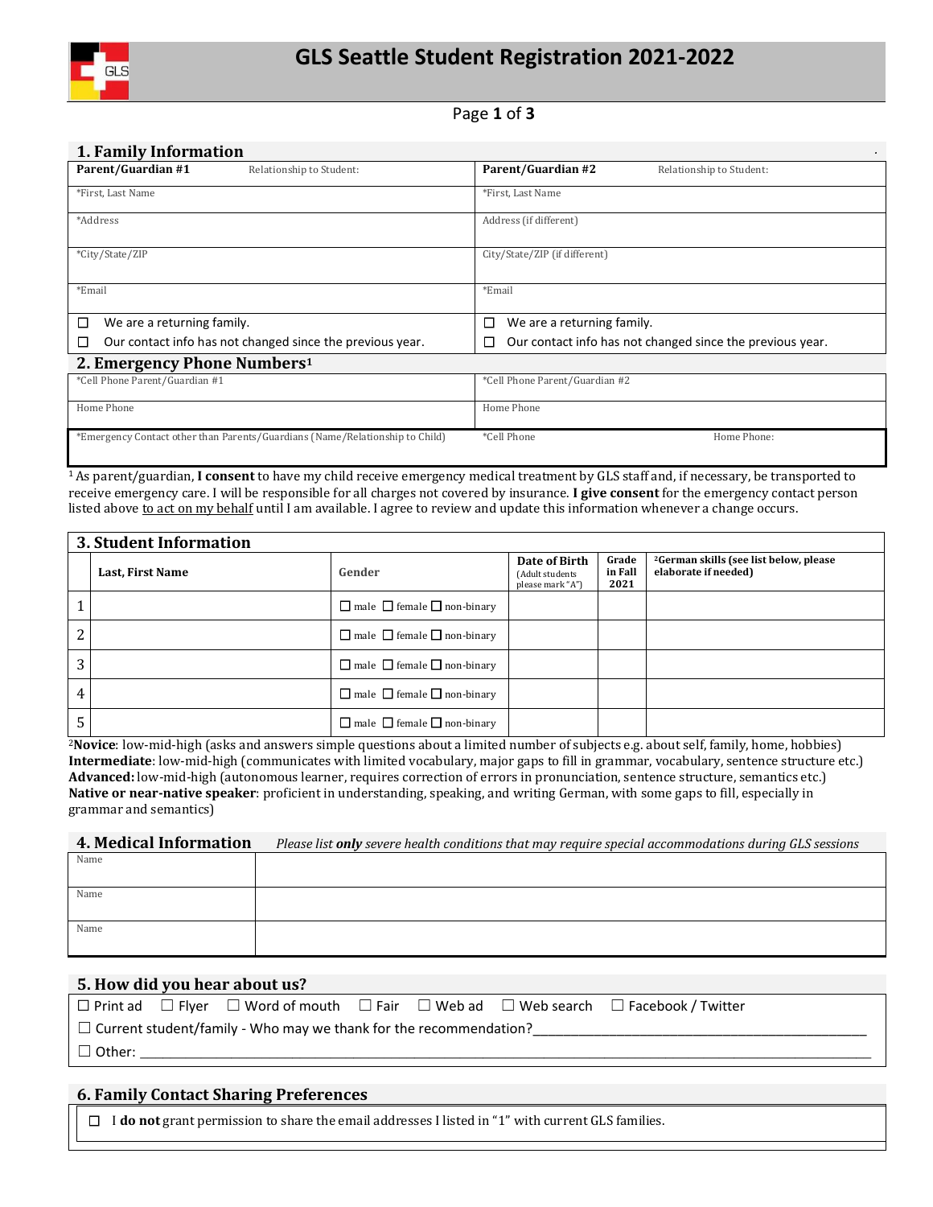# GLS Seattle Student Registration 2021-2022

## 1. Family Information

| **Parent/Guardian #1** Relationship to Student: | **Parent/Guardian #2** Relationship to Student: |
|---|---|
| *First, Last Name | *First, Last Name |
| *Address | Address (if different) |
| *City/State/ZIP | City/State/ZIP (if different) |
| *Email | *Email |
| ☐ We are a returning family.<br>☐ Our contact info has not changed since the previous year. | ☐ We are a returning family.<br>☐ Our contact info has not changed since the previous year. |

## 2. Emergency Phone Numbers[1]

| *Cell Phone Parent/Guardian #1 | *Cell Phone Parent/Guardian #2 | |
|---|---|---|
| Home Phone | Home Phone | |
| *Emergency Contact other than Parents/Guardians (Name/Relationship to Child) | *Cell Phone | Home Phone: |

[1] As parent/guardian, **I consent** to have my child receive emergency medical treatment by GLS staff and, if necessary, be transported to receive emergency care. I will be responsible for all charges not covered by insurance. **I give consent** for the emergency contact person listed above to act on my behalf until I am available. I agree to review and update this information whenever a change occurs.

## 3. Student Information

| | Last, First Name | Gender | Date of Birth (Adult students please mark "A") | Grade in Fall 2021 | [2]German skills (see list below, please elaborate if needed) |
|---|---|---|---|---|---|
| 1 | | ☐ male ☐ female ☐ non-binary | | | |
| 2 | | ☐ male ☐ female ☐ non-binary | | | |
| 3 | | ☐ male ☐ female ☐ non-binary | | | |
| 4 | | ☐ male ☐ female ☐ non-binary | | | |
| 5 | | ☐ male ☐ female ☐ non-binary | | | |

[2]**Novice**: low-mid-high (asks and answers simple questions about a limited number of subjects e.g. about self, family, home, hobbies)
**Intermediate**: low-mid-high (communicates with limited vocabulary, major gaps to fill in grammar, vocabulary, sentence structure etc.)
**Advanced:** low-mid-high (autonomous learner, requires correction of errors in pronunciation, sentence structure, semantics etc.)
**Native or near-native speaker**: proficient in understanding, speaking, and writing German, with some gaps to fill, especially in grammar and semantics)

## 4. Medical Information

*Please list **only** severe health conditions that may require special accommodations during GLS sessions*

| Name | |
|---|---|
| Name | |
| Name | |

## 5. How did you hear about us?

☐ Print ad ☐ Flyer ☐ Word of mouth ☐ Fair ☐ Web ad ☐ Web search ☐ Facebook / Twitter

☐ Current student/family - Who may we thank for the recommendation?______________________________

☐ Other: ______________________________

## 6. Family Contact Sharing Preferences

☐ I **do not** grant permission to share the email addresses I listed in "1" with current GLS families.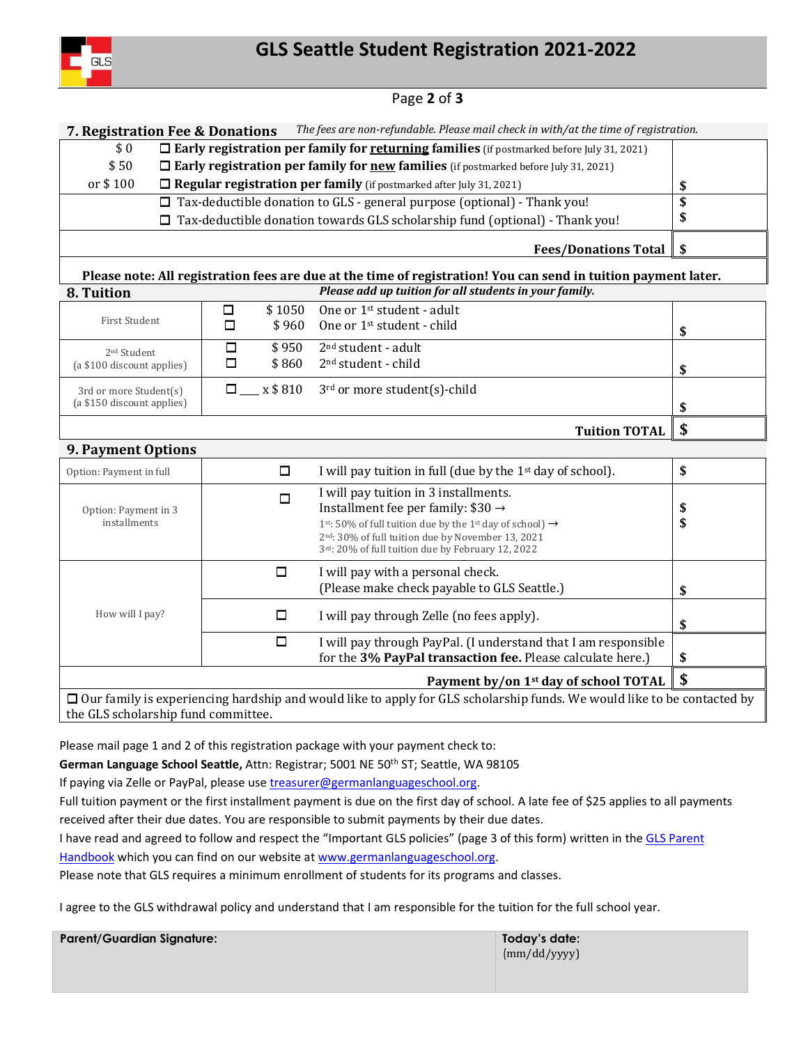# GLS Seattle Student Registration 2021-2022

## 7. Registration Fee & Donations

*The fees are non-refundable. Please mail check in with/at the time of registration.*

| | | |
|---|---|---|
| $ 0 | ☐ **Early registration per family for returning families** (if postmarked before July 31, 2021) | |
| $ 50 | ☐ **Early registration per family for new families** (if postmarked before July 31, 2021) | |
| or $ 100 | ☐ **Regular registration per family** (if postmarked after July 31, 2021) | $ |
| | ☐ Tax-deductible donation to GLS - general purpose (optional) - Thank you! | $ |
| | ☐ Tax-deductible donation towards GLS scholarship fund (optional) - Thank you! | $ |
| | **Fees/Donations Total** | $ |

**Please note: All registration fees are due at the time of registration! You can send in tuition payment later.**

## 8. Tuition

***Please add up tuition for all students in your family.***

| | | | | |
|---|---|---|---|---|
| First Student | ☐ | $ 1050 | One or 1st student - adult | |
| | ☐ | $ 960 | One or 1st student - child | $ |
| 2nd Student (a $100 discount applies) | ☐ | $ 950 | 2nd student - adult | |
| | ☐ | $ 860 | 2nd student - child | $ |
| 3rd or more Student(s) (a $150 discount applies) | ☐ | ___ x $ 810 | 3rd or more student(s)-child | $ |
| | | | **Tuition TOTAL** | $ |

## 9. Payment Options

| | | | |
|---|---|---|---|
| Option: Payment in full | ☐ | I will pay tuition in full (due by the 1st day of school). | $ |
| Option: Payment in 3 installments | ☐ | I will pay tuition in 3 installments.<br>Installment fee per family: $30 →<br>1st: 50% of full tuition due by the 1st day of school) →<br>2nd: 30% of full tuition due by November 13, 2021<br>3rd: 20% of full tuition due by February 12, 2022 | $<br>$ |
| How will I pay? | ☐ | I will pay with a personal check.<br>(Please make check payable to GLS Seattle.) | $ |
| | ☐ | I will pay through Zelle (no fees apply). | $ |
| | ☐ | I will pay through PayPal. (I understand that I am responsible for the **3% PayPal transaction fee.** Please calculate here.) | $ |
| | | **Payment by/on 1st day of school TOTAL** | $ |

☐ Our family is experiencing hardship and would like to apply for GLS scholarship funds. We would like to be contacted by the GLS scholarship fund committee.

Please mail page 1 and 2 of this registration package with your payment check to:

**German Language School Seattle,** Attn: Registrar; 5001 NE 50th ST; Seattle, WA 98105

If paying via Zelle or PayPal, please use treasurer@germanlanguageschool.org.

Full tuition payment or the first installment payment is due on the first day of school. A late fee of $25 applies to all payments received after their due dates. You are responsible to submit payments by their due dates.

I have read and agreed to follow and respect the "Important GLS policies" (page 3 of this form) written in the GLS Parent Handbook which you can find on our website at www.germanlanguageschool.org.

Please note that GLS requires a minimum enrollment of students for its programs and classes.

I agree to the GLS withdrawal policy and understand that I am responsible for the tuition for the full school year.

| **Parent/Guardian Signature:** | **Today's date:** (mm/dd/yyyy) |
|---|---|
| | |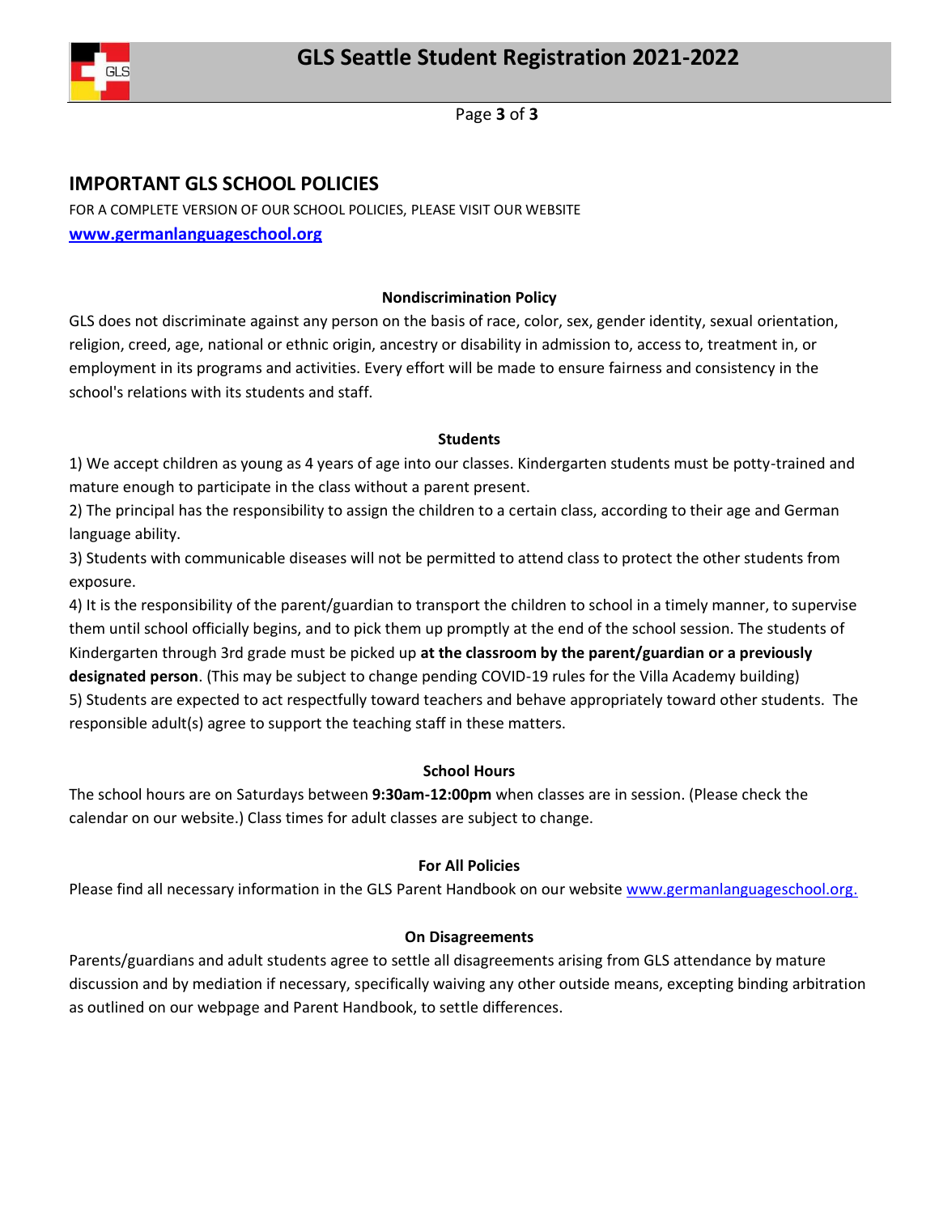## IMPORTANT GLS SCHOOL POLICIES

FOR A COMPLETE VERSION OF OUR SCHOOL POLICIES, PLEASE VISIT OUR WEBSITE

**www.germanlanguageschool.org**

### Nondiscrimination Policy

GLS does not discriminate against any person on the basis of race, color, sex, gender identity, sexual orientation, religion, creed, age, national or ethnic origin, ancestry or disability in admission to, access to, treatment in, or employment in its programs and activities. Every effort will be made to ensure fairness and consistency in the school's relations with its students and staff.

### Students

1) We accept children as young as 4 years of age into our classes. Kindergarten students must be potty-trained and mature enough to participate in the class without a parent present.

2) The principal has the responsibility to assign the children to a certain class, according to their age and German language ability.

3) Students with communicable diseases will not be permitted to attend class to protect the other students from exposure.

4) It is the responsibility of the parent/guardian to transport the children to school in a timely manner, to supervise them until school officially begins, and to pick them up promptly at the end of the school session. The students of Kindergarten through 3rd grade must be picked up **at the classroom by the parent/guardian or a previously designated person**. (This may be subject to change pending COVID-19 rules for the Villa Academy building)

5) Students are expected to act respectfully toward teachers and behave appropriately toward other students. The responsible adult(s) agree to support the teaching staff in these matters.

### School Hours

The school hours are on Saturdays between **9:30am-12:00pm** when classes are in session. (Please check the calendar on our website.) Class times for adult classes are subject to change.

### For All Policies

Please find all necessary information in the GLS Parent Handbook on our website www.germanlanguageschool.org.

### On Disagreements

Parents/guardians and adult students agree to settle all disagreements arising from GLS attendance by mature discussion and by mediation if necessary, specifically waiving any other outside means, excepting binding arbitration as outlined on our webpage and Parent Handbook, to settle differences.